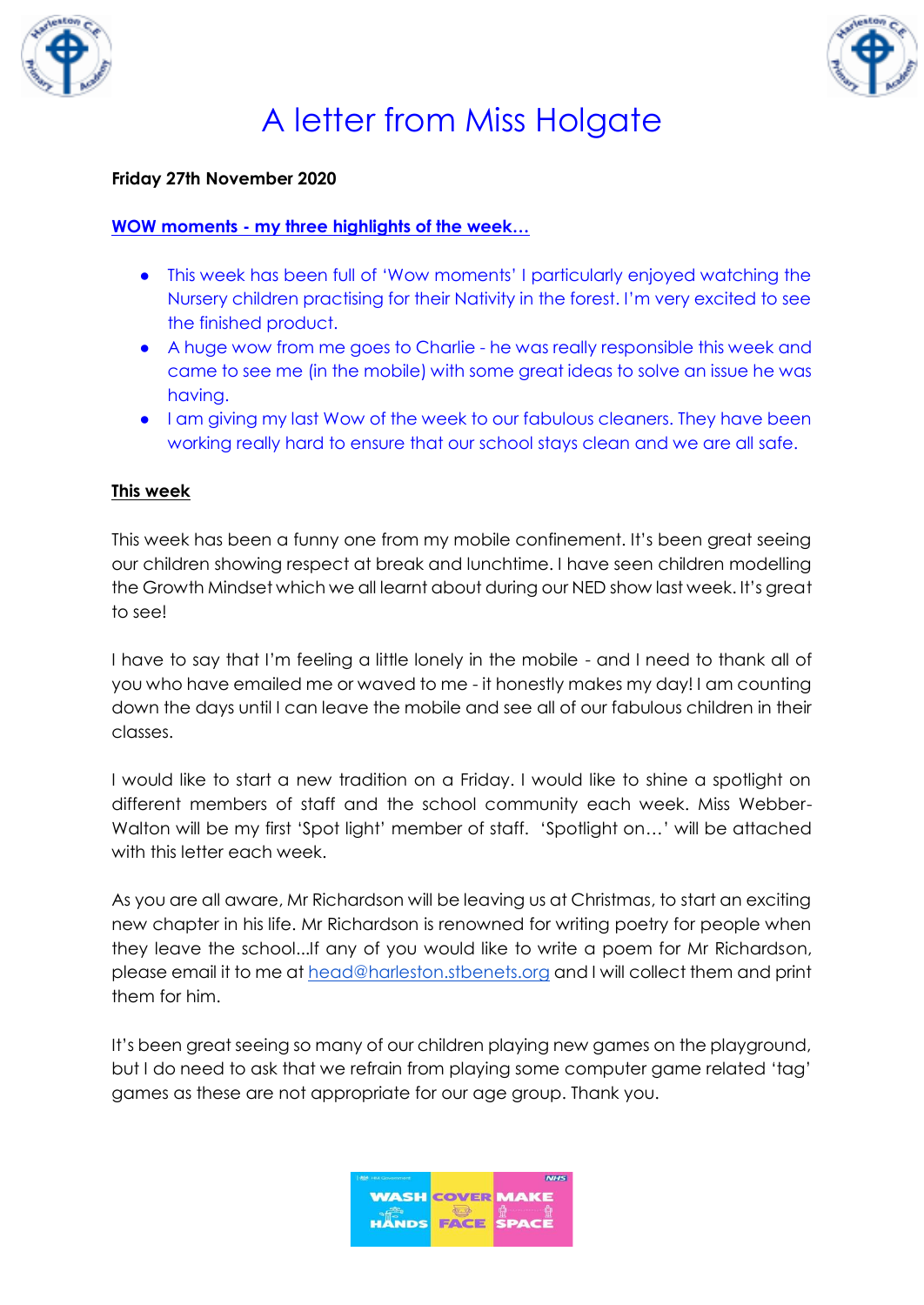# A letter from Miss Holgate

**Friday 27th November 2020**

**WOW moments - my three highlights of the week…**

- This week has been full of 'Wow moments' I particularly enjoyed watching the Nursery children practising for their Nativity in the forest. I'm very excited to see the finished product.
- A huge wow from me goes to Charlie - he was really responsible this week and came to see me (in the mobile) with some great ideas to solve an issue he was having.
- I am giving my last Wow of the week to our fabulous cleaners. They have been working really hard to ensure that our school stays clean and we are all safe.

**This week**

This week has been a funny one from my mobile confinement. It's been great seeing our children showing respect at break and lunchtime. I have seen children modelling the Growth Mindset which we all learnt about during our NED show last week. It's great to see!

I have to say that I'm feeling a little lonely in the mobile - and I need to thank all of you who have emailed me or waved to me - it honestly makes my day! I am counting down the days until I can leave the mobile and see all of our fabulous children in their classes.

I would like to start a new tradition on a Friday. I would like to shine a spotlight on different members of staff and the school community each week. Miss Webber-Walton will be my first 'Spot light' member of staff. 'Spotlight on…' will be attached with this letter each week.

As you are all aware, Mr Richardson will be leaving us at Christmas, to start an exciting new chapter in his life. Mr Richardson is renowned for writing poetry for people when they leave the school...If any of you would like to write a poem for Mr Richardson, please email it to me at head@harleston.stbenets.org and I will collect them and print them for him.

It's been great seeing so many of our children playing new games on the playground, but I do need to ask that we refrain from playing some computer game related 'tag' games as these are not appropriate for our age group. Thank you.

WASH HANDS COVER FACE MAKE SPACE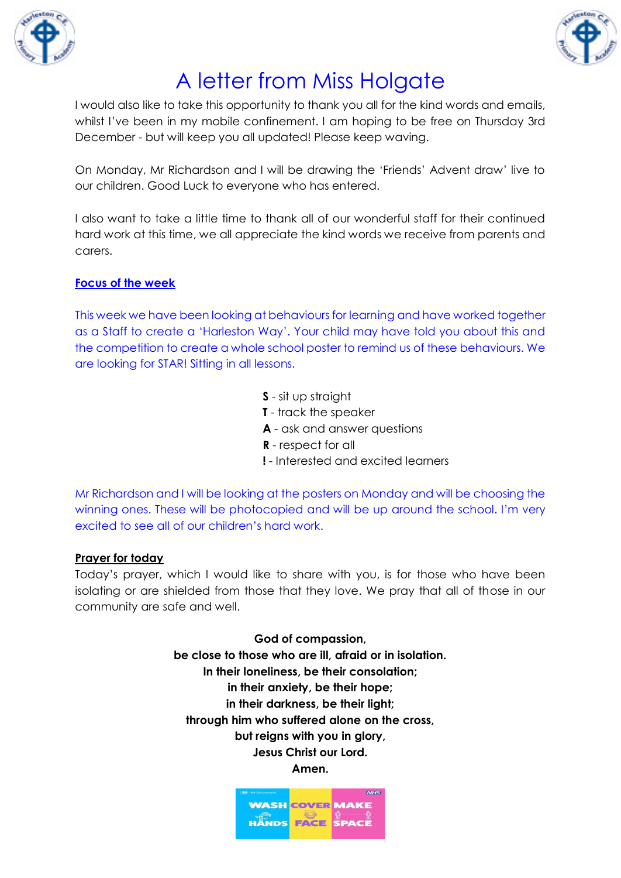# A letter from Miss Holgate

I would also like to take this opportunity to thank you all for the kind words and emails, whilst I've been in my mobile confinement. I am hoping to be free on Thursday 3rd December - but will keep you all updated! Please keep waving.

On Monday, Mr Richardson and I will be drawing the 'Friends' Advent draw' live to our children. Good Luck to everyone who has entered.

I also want to take a little time to thank all of our wonderful staff for their continued hard work at this time, we all appreciate the kind words we receive from parents and carers.

## Focus of the week

This week we have been looking at behaviours for learning and have worked together as a Staff to create a 'Harleston Way'. Your child may have told you about this and the competition to create a whole school poster to remind us of these behaviours. We are looking for STAR! Sitting in all lessons.

**S** - sit up straight
**T** - track the speaker
**A** - ask and answer questions
**R** - respect for all
**!** - Interested and excited learners

Mr Richardson and I will be looking at the posters on Monday and will be choosing the winning ones. These will be photocopied and will be up around the school. I'm very excited to see all of our children's hard work.

## Prayer for today

Today's prayer, which I would like to share with you, is for those who have been isolating or are shielded from those that they love. We pray that all of those in our community are safe and well.

**God of compassion,**
**be close to those who are ill, afraid or in isolation.**
**In their loneliness, be their consolation;**
**in their anxiety, be their hope;**
**in their darkness, be their light;**
**through him who suffered alone on the cross,**
**but reigns with you in glory,**
**Jesus Christ our Lord.**
**Amen.**

WASH HANDS COVER FACE MAKE SPACE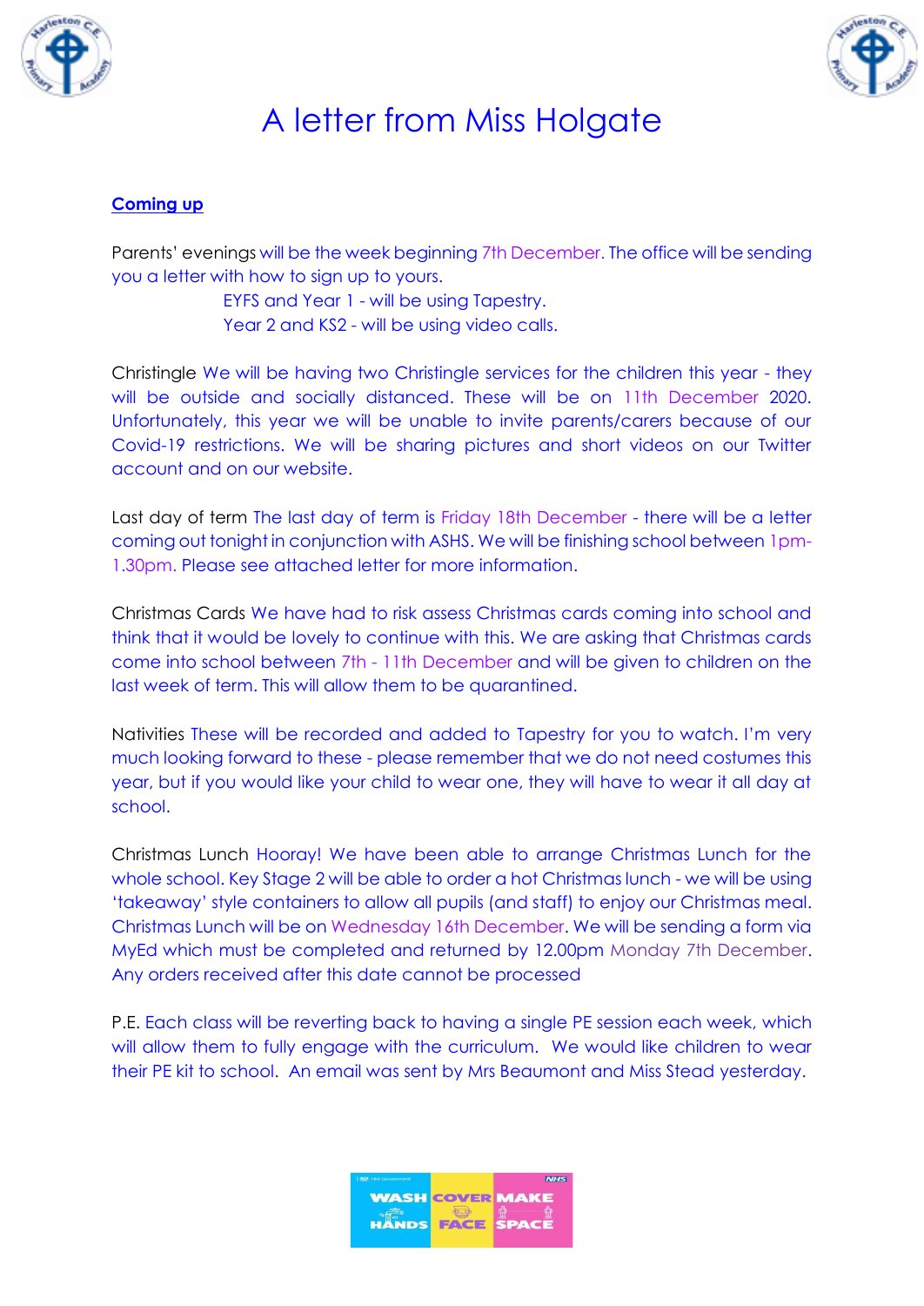# A letter from Miss Holgate

**Coming up**

Parents' evenings will be the week beginning 7th December. The office will be sending you a letter with how to sign up to yours.

EYFS and Year 1 - will be using Tapestry.
Year 2 and KS2 - will be using video calls.

Christingle We will be having two Christingle services for the children this year - they will be outside and socially distanced. These will be on 11th December 2020. Unfortunately, this year we will be unable to invite parents/carers because of our Covid-19 restrictions. We will be sharing pictures and short videos on our Twitter account and on our website.

Last day of term The last day of term is Friday 18th December - there will be a letter coming out tonight in conjunction with ASHS. We will be finishing school between 1pm-1.30pm. Please see attached letter for more information.

Christmas Cards We have had to risk assess Christmas cards coming into school and think that it would be lovely to continue with this. We are asking that Christmas cards come into school between 7th - 11th December and will be given to children on the last week of term. This will allow them to be quarantined.

Nativities These will be recorded and added to Tapestry for you to watch. I'm very much looking forward to these - please remember that we do not need costumes this year, but if you would like your child to wear one, they will have to wear it all day at school.

Christmas Lunch Hooray! We have been able to arrange Christmas Lunch for the whole school. Key Stage 2 will be able to order a hot Christmas lunch - we will be using 'takeaway' style containers to allow all pupils (and staff) to enjoy our Christmas meal. Christmas Lunch will be on Wednesday 16th December. We will be sending a form via MyEd which must be completed and returned by 12.00pm Monday 7th December. Any orders received after this date cannot be processed

P.E. Each class will be reverting back to having a single PE session each week, which will allow them to fully engage with the curriculum. We would like children to wear their PE kit to school. An email was sent by Mrs Beaumont and Miss Stead yesterday.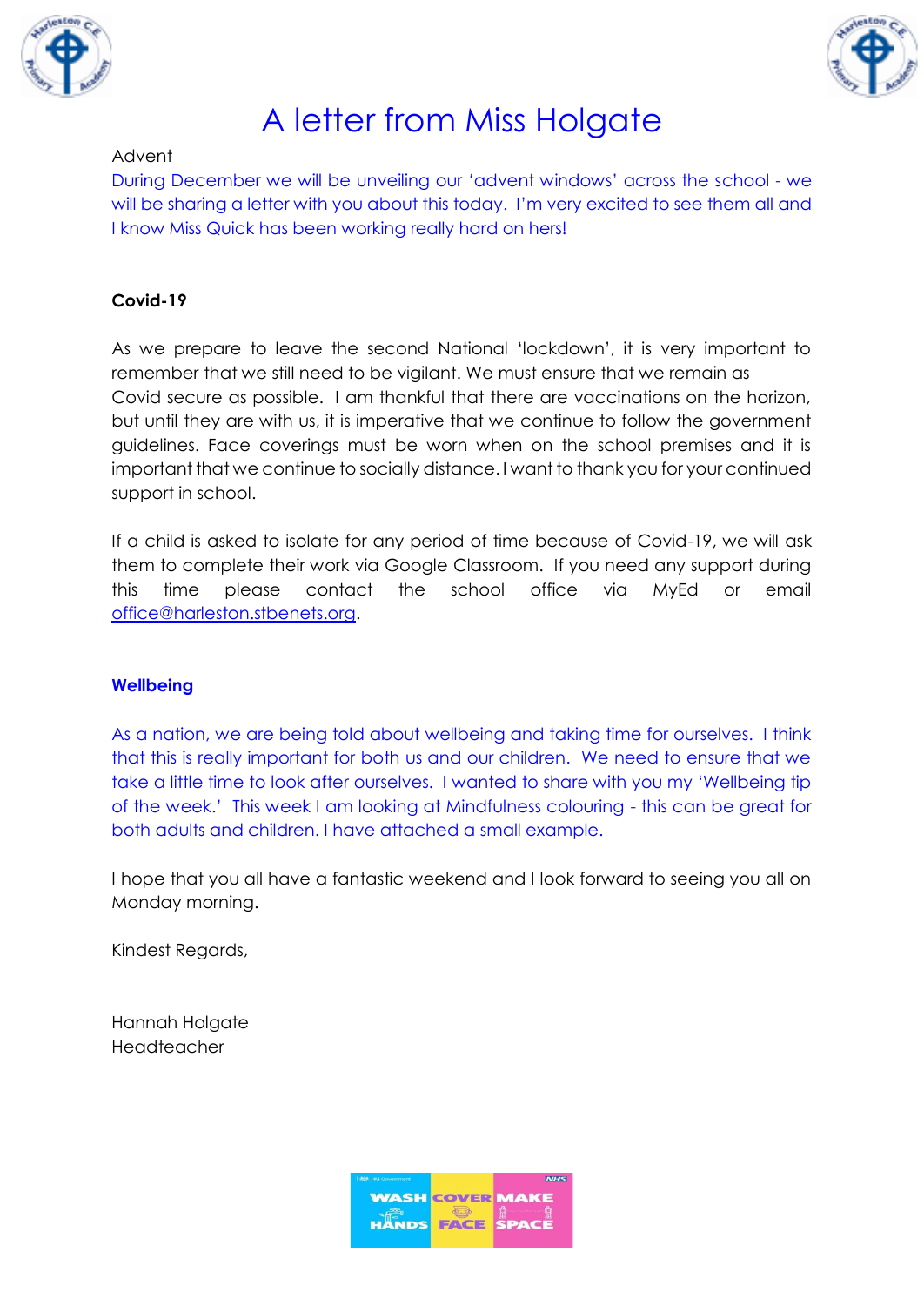# A letter from Miss Holgate

Advent

During December we will be unveiling our 'advent windows' across the school - we will be sharing a letter with you about this today. I'm very excited to see them all and I know Miss Quick has been working really hard on hers!

**Covid-19**

As we prepare to leave the second National 'lockdown', it is very important to remember that we still need to be vigilant. We must ensure that we remain as Covid secure as possible. I am thankful that there are vaccinations on the horizon, but until they are with us, it is imperative that we continue to follow the government guidelines. Face coverings must be worn when on the school premises and it is important that we continue to socially distance. I want to thank you for your continued support in school.

If a child is asked to isolate for any period of time because of Covid-19, we will ask them to complete their work via Google Classroom. If you need any support during this time please contact the school office via MyEd or email office@harleston.stbenets.org.

**Wellbeing**

As a nation, we are being told about wellbeing and taking time for ourselves. I think that this is really important for both us and our children. We need to ensure that we take a little time to look after ourselves. I wanted to share with you my 'Wellbeing tip of the week.' This week I am looking at Mindfulness colouring - this can be great for both adults and children. I have attached a small example.

I hope that you all have a fantastic weekend and I look forward to seeing you all on Monday morning.

Kindest Regards,

Hannah Holgate
Headteacher

WASH HANDS COVER FACE MAKE SPACE